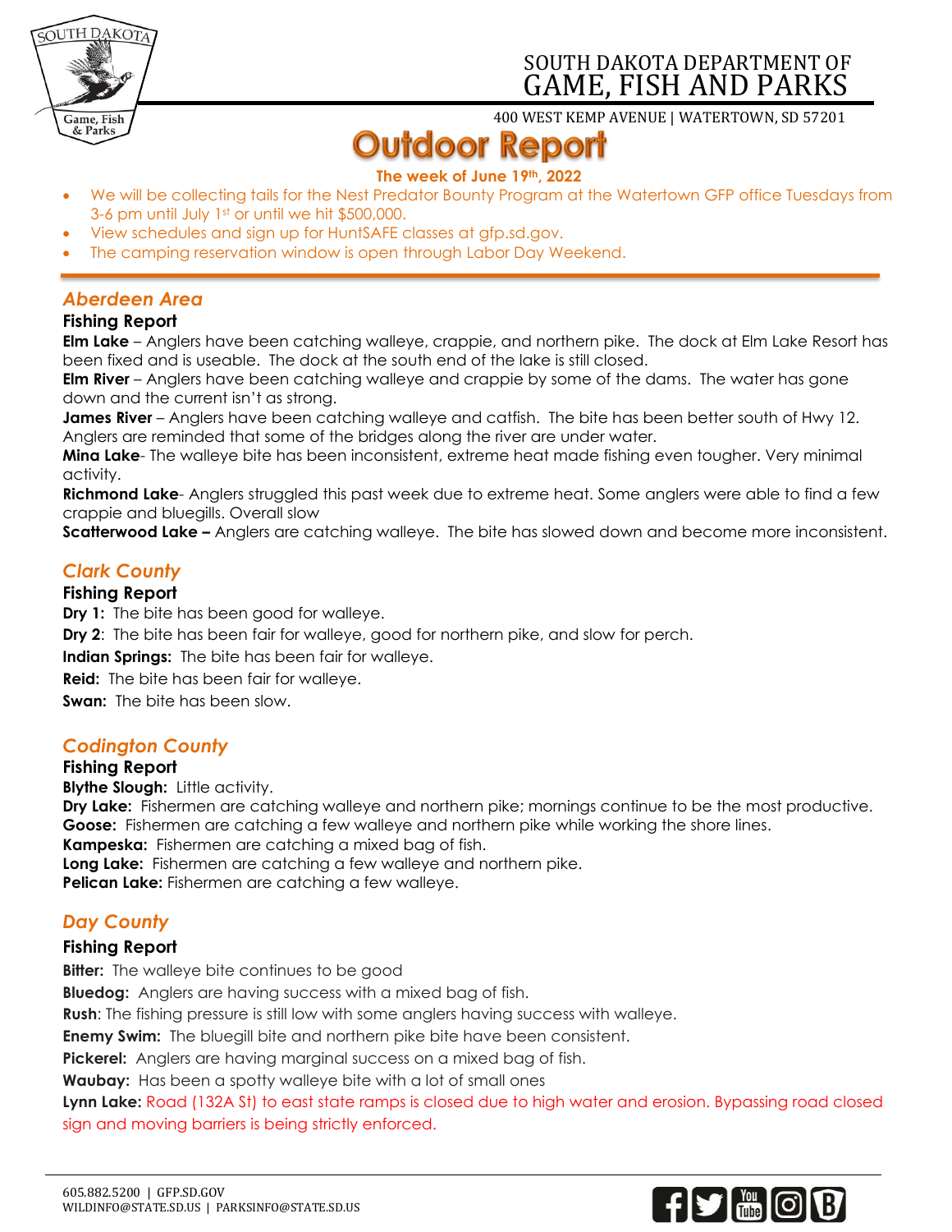SOUTH DAKOTA DEPARTMENT OF
# GAME, FISH AND PARKS

400 WEST KEMP AVENUE | WATERTOWN, SD 57201

# Outdoor Report

**The week of June 19th, 2022**

- We will be collecting tails for the Nest Predator Bounty Program at the Watertown GFP office Tuesdays from 3-6 pm until July 1st or until we hit $500,000.
- View schedules and sign up for HuntSAFE classes at gfp.sd.gov.
- The camping reservation window is open through Labor Day Weekend.

## *Aberdeen Area*

### Fishing Report

**Elm Lake** – Anglers have been catching walleye, crappie, and northern pike. The dock at Elm Lake Resort has been fixed and is useable. The dock at the south end of the lake is still closed.
**Elm River** – Anglers have been catching walleye and crappie by some of the dams. The water has gone down and the current isn't as strong.
**James River** – Anglers have been catching walleye and catfish. The bite has been better south of Hwy 12. Anglers are reminded that some of the bridges along the river are under water.
**Mina Lake**- The walleye bite has been inconsistent, extreme heat made fishing even tougher. Very minimal activity.
**Richmond Lake**- Anglers struggled this past week due to extreme heat. Some anglers were able to find a few crappie and bluegills. Overall slow
**Scatterwood Lake –** Anglers are catching walleye. The bite has slowed down and become more inconsistent.

## *Clark County*

### Fishing Report

**Dry 1:** The bite has been good for walleye.

**Dry 2**: The bite has been fair for walleye, good for northern pike, and slow for perch.

**Indian Springs:** The bite has been fair for walleye.

**Reid:** The bite has been fair for walleye.

**Swan:** The bite has been slow.

## *Codington County*

### Fishing Report

**Blythe Slough:** Little activity.
**Dry Lake:** Fishermen are catching walleye and northern pike; mornings continue to be the most productive.
**Goose:** Fishermen are catching a few walleye and northern pike while working the shore lines.
**Kampeska:** Fishermen are catching a mixed bag of fish.
**Long Lake:** Fishermen are catching a few walleye and northern pike.
**Pelican Lake:** Fishermen are catching a few walleye.

## *Day County*

### Fishing Report

**Bitter:** The walleye bite continues to be good
**Bluedog:** Anglers are having success with a mixed bag of fish.
**Rush**: The fishing pressure is still low with some anglers having success with walleye.
**Enemy Swim:** The bluegill bite and northern pike bite have been consistent.
**Pickerel:** Anglers are having marginal success on a mixed bag of fish.
**Waubay:** Has been a spotty walleye bite with a lot of small ones
**Lynn Lake:** Road (132A St) to east state ramps is closed due to high water and erosion. Bypassing road closed sign and moving barriers is being strictly enforced.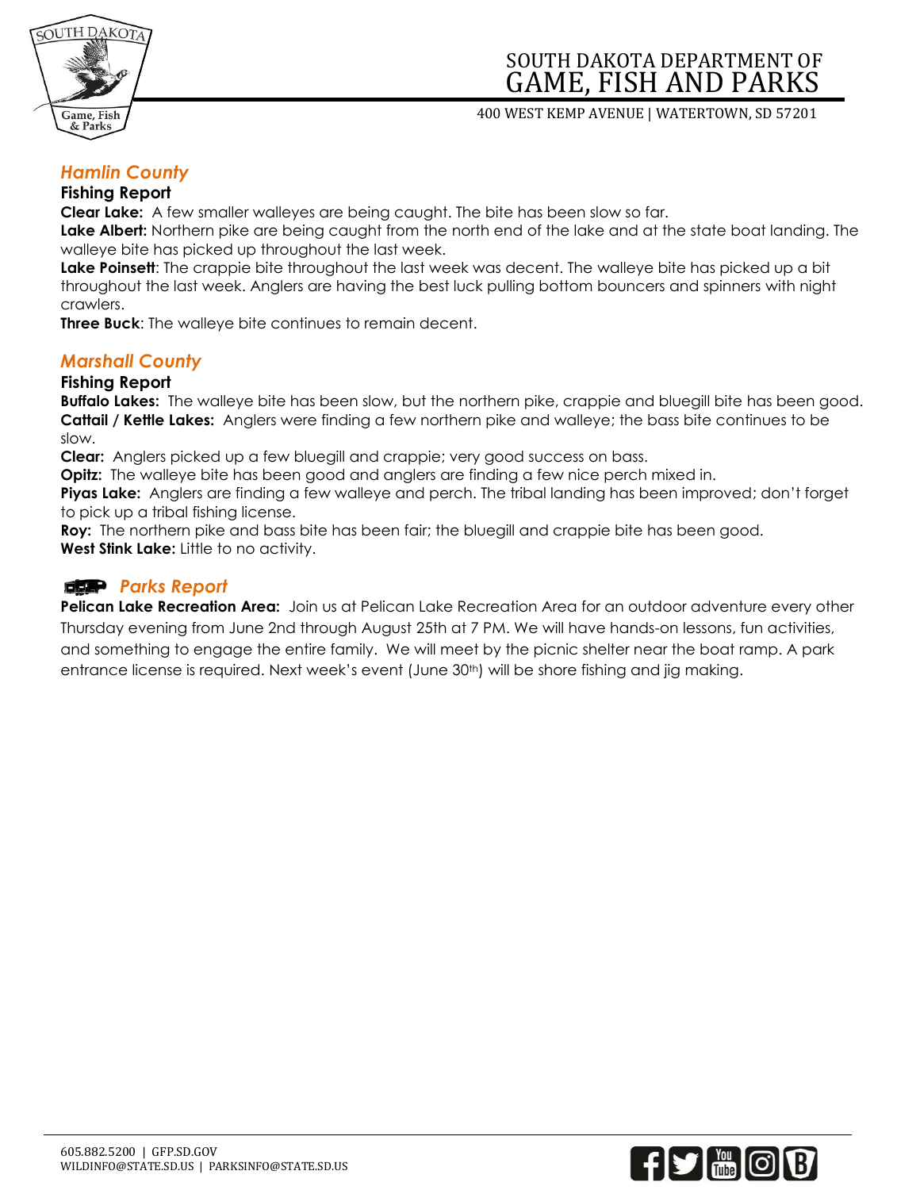## Hamlin County

### Fishing Report

**Clear Lake:** A few smaller walleyes are being caught. The bite has been slow so far.

**Lake Albert:** Northern pike are being caught from the north end of the lake and at the state boat landing. The walleye bite has picked up throughout the last week.

**Lake Poinsett**: The crappie bite throughout the last week was decent. The walleye bite has picked up a bit throughout the last week. Anglers are having the best luck pulling bottom bouncers and spinners with night crawlers.

**Three Buck**: The walleye bite continues to remain decent.

## Marshall County

### Fishing Report

**Buffalo Lakes:** The walleye bite has been slow, but the northern pike, crappie and bluegill bite has been good.

**Cattail / Kettle Lakes:** Anglers were finding a few northern pike and walleye; the bass bite continues to be slow.

**Clear:** Anglers picked up a few bluegill and crappie; very good success on bass.

**Opitz:** The walleye bite has been good and anglers are finding a few nice perch mixed in.

**Piyas Lake:** Anglers are finding a few walleye and perch. The tribal landing has been improved; don't forget to pick up a tribal fishing license.

**Roy:** The northern pike and bass bite has been fair; the bluegill and crappie bite has been good.

**West Stink Lake:** Little to no activity.

## Parks Report

**Pelican Lake Recreation Area:** Join us at Pelican Lake Recreation Area for an outdoor adventure every other Thursday evening from June 2nd through August 25th at 7 PM. We will have hands-on lessons, fun activities, and something to engage the entire family. We will meet by the picnic shelter near the boat ramp. A park entrance license is required. Next week's event (June 30th) will be shore fishing and jig making.